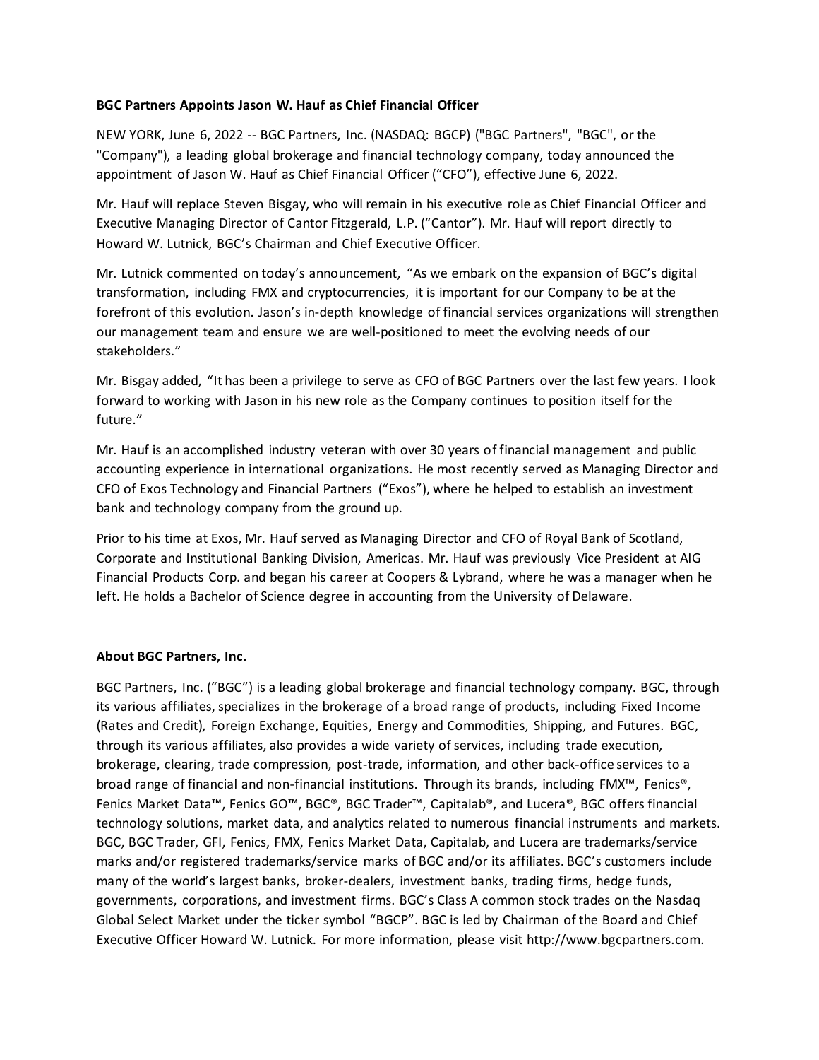**BGC Partners Appoints Jason W. Hauf as Chief Financial Officer**

NEW YORK, June 6, 2022 -- BGC Partners, Inc. (NASDAQ: BGCP) ("BGC Partners", "BGC", or the "Company"), a leading global brokerage and financial technology company, today announced the appointment of Jason W. Hauf as Chief Financial Officer ("CFO"), effective June 6, 2022.

Mr. Hauf will replace Steven Bisgay, who will remain in his executive role as Chief Financial Officer and Executive Managing Director of Cantor Fitzgerald, L.P. ("Cantor"). Mr. Hauf will report directly to Howard W. Lutnick, BGC's Chairman and Chief Executive Officer.

Mr. Lutnick commented on today's announcement, "As we embark on the expansion of BGC's digital transformation, including FMX and cryptocurrencies, it is important for our Company to be at the forefront of this evolution. Jason's in-depth knowledge of financial services organizations will strengthen our management team and ensure we are well-positioned to meet the evolving needs of our stakeholders."

Mr. Bisgay added, "It has been a privilege to serve as CFO of BGC Partners over the last few years. I look forward to working with Jason in his new role as the Company continues to position itself for the future."

Mr. Hauf is an accomplished industry veteran with over 30 years of financial management and public accounting experience in international organizations. He most recently served as Managing Director and CFO of Exos Technology and Financial Partners ("Exos"), where he helped to establish an investment bank and technology company from the ground up.

Prior to his time at Exos, Mr. Hauf served as Managing Director and CFO of Royal Bank of Scotland, Corporate and Institutional Banking Division, Americas. Mr. Hauf was previously Vice President at AIG Financial Products Corp. and began his career at Coopers & Lybrand, where he was a manager when he left. He holds a Bachelor of Science degree in accounting from the University of Delaware.

**About BGC Partners, Inc.**

BGC Partners, Inc. ("BGC") is a leading global brokerage and financial technology company. BGC, through its various affiliates, specializes in the brokerage of a broad range of products, including Fixed Income (Rates and Credit), Foreign Exchange, Equities, Energy and Commodities, Shipping, and Futures. BGC, through its various affiliates, also provides a wide variety of services, including trade execution, brokerage, clearing, trade compression, post-trade, information, and other back-office services to a broad range of financial and non-financial institutions. Through its brands, including FMX™, Fenics®, Fenics Market Data™, Fenics GO™, BGC®, BGC Trader™, Capitalab®, and Lucera®, BGC offers financial technology solutions, market data, and analytics related to numerous financial instruments and markets. BGC, BGC Trader, GFI, Fenics, FMX, Fenics Market Data, Capitalab, and Lucera are trademarks/service marks and/or registered trademarks/service marks of BGC and/or its affiliates. BGC's customers include many of the world's largest banks, broker-dealers, investment banks, trading firms, hedge funds, governments, corporations, and investment firms. BGC's Class A common stock trades on the Nasdaq Global Select Market under the ticker symbol "BGCP". BGC is led by Chairman of the Board and Chief Executive Officer Howard W. Lutnick. For more information, please visit http://www.bgcpartners.com.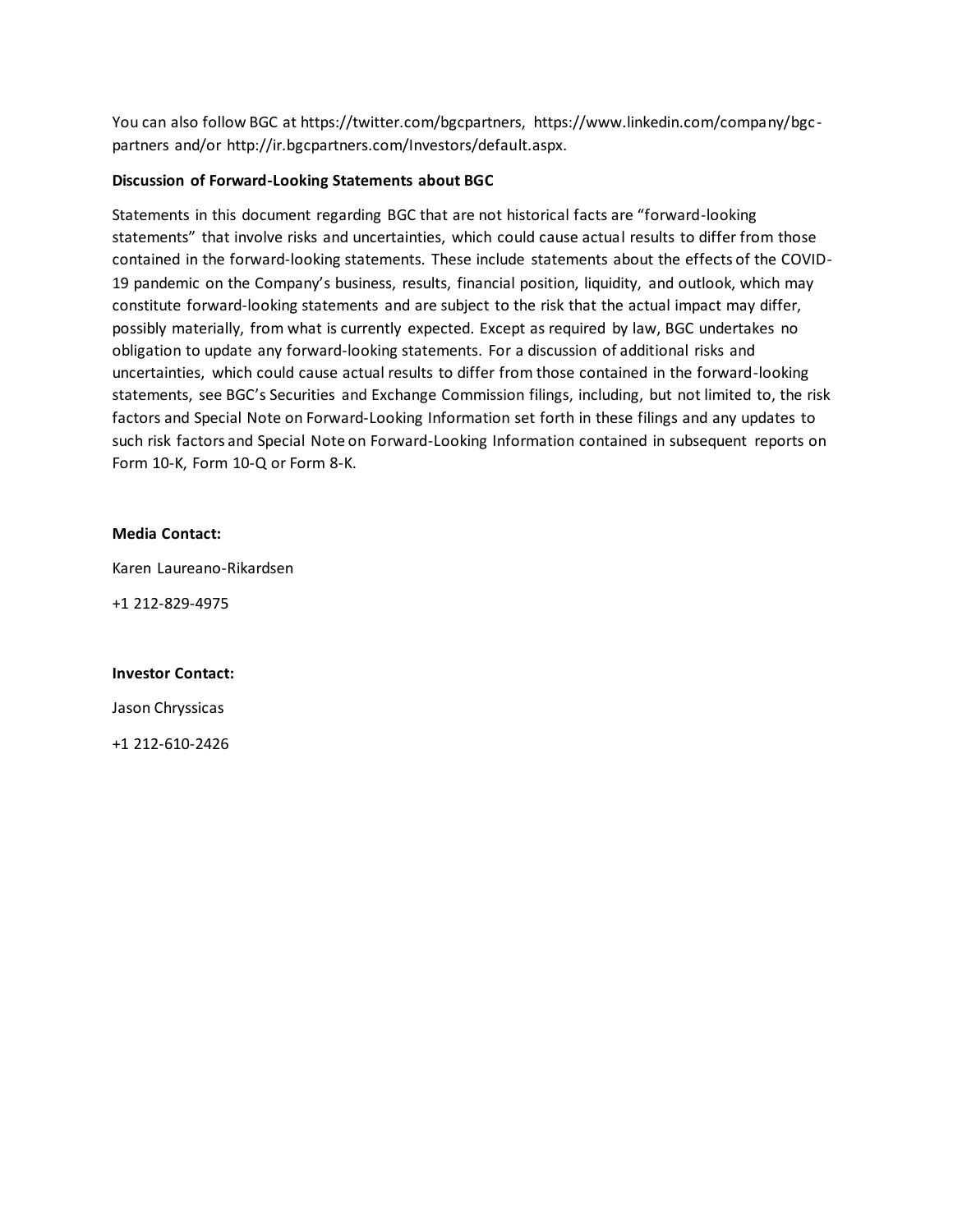You can also follow BGC at https://twitter.com/bgcpartners, https://www.linkedin.com/company/bgc-partners and/or http://ir.bgcpartners.com/Investors/default.aspx.

**Discussion of Forward-Looking Statements about BGC**

Statements in this document regarding BGC that are not historical facts are "forward-looking statements" that involve risks and uncertainties, which could cause actual results to differ from those contained in the forward-looking statements. These include statements about the effects of the COVID-19 pandemic on the Company's business, results, financial position, liquidity, and outlook, which may constitute forward-looking statements and are subject to the risk that the actual impact may differ, possibly materially, from what is currently expected. Except as required by law, BGC undertakes no obligation to update any forward-looking statements. For a discussion of additional risks and uncertainties, which could cause actual results to differ from those contained in the forward-looking statements, see BGC's Securities and Exchange Commission filings, including, but not limited to, the risk factors and Special Note on Forward-Looking Information set forth in these filings and any updates to such risk factors and Special Note on Forward-Looking Information contained in subsequent reports on Form 10-K, Form 10-Q or Form 8-K.

**Media Contact:**

Karen Laureano-Rikardsen

+1 212-829-4975

**Investor Contact:**

Jason Chryssicas

+1 212-610-2426